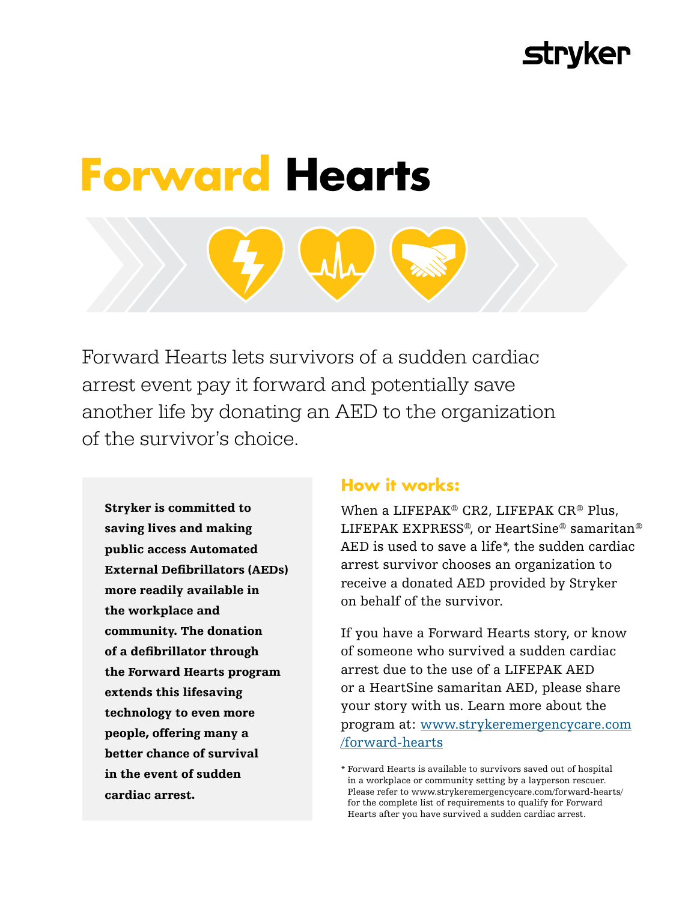stryker

# Forward Hearts

Forward Hearts lets survivors of a sudden cardiac arrest event pay it forward and potentially save another life by donating an AED to the organization of the survivor's choice.

**Stryker is committed to saving lives and making public access Automated External Defibrillators (AEDs) more readily available in the workplace and community. The donation of a defibrillator through the Forward Hearts program extends this lifesaving technology to even more people, offering many a better chance of survival in the event of sudden cardiac arrest.**

## How it works:

When a LIFEPAK® CR2, LIFEPAK CR® Plus, LIFEPAK EXPRESS®, or HeartSine® samaritan® AED is used to save a life*, the sudden cardiac arrest survivor chooses an organization to receive a donated AED provided by Stryker on behalf of the survivor.

If you have a Forward Hearts story, or know of someone who survived a sudden cardiac arrest due to the use of a LIFEPAK AED or a HeartSine samaritan AED, please share your story with us. Learn more about the program at: [www.strykeremergencycare.com/forward-hearts](www.strykeremergencycare.com/forward-hearts)

* Forward Hearts is available to survivors saved out of hospital in a workplace or community setting by a layperson rescuer. Please refer to www.strykeremergencycare.com/forward-hearts/ for the complete list of requirements to qualify for Forward Hearts after you have survived a sudden cardiac arrest.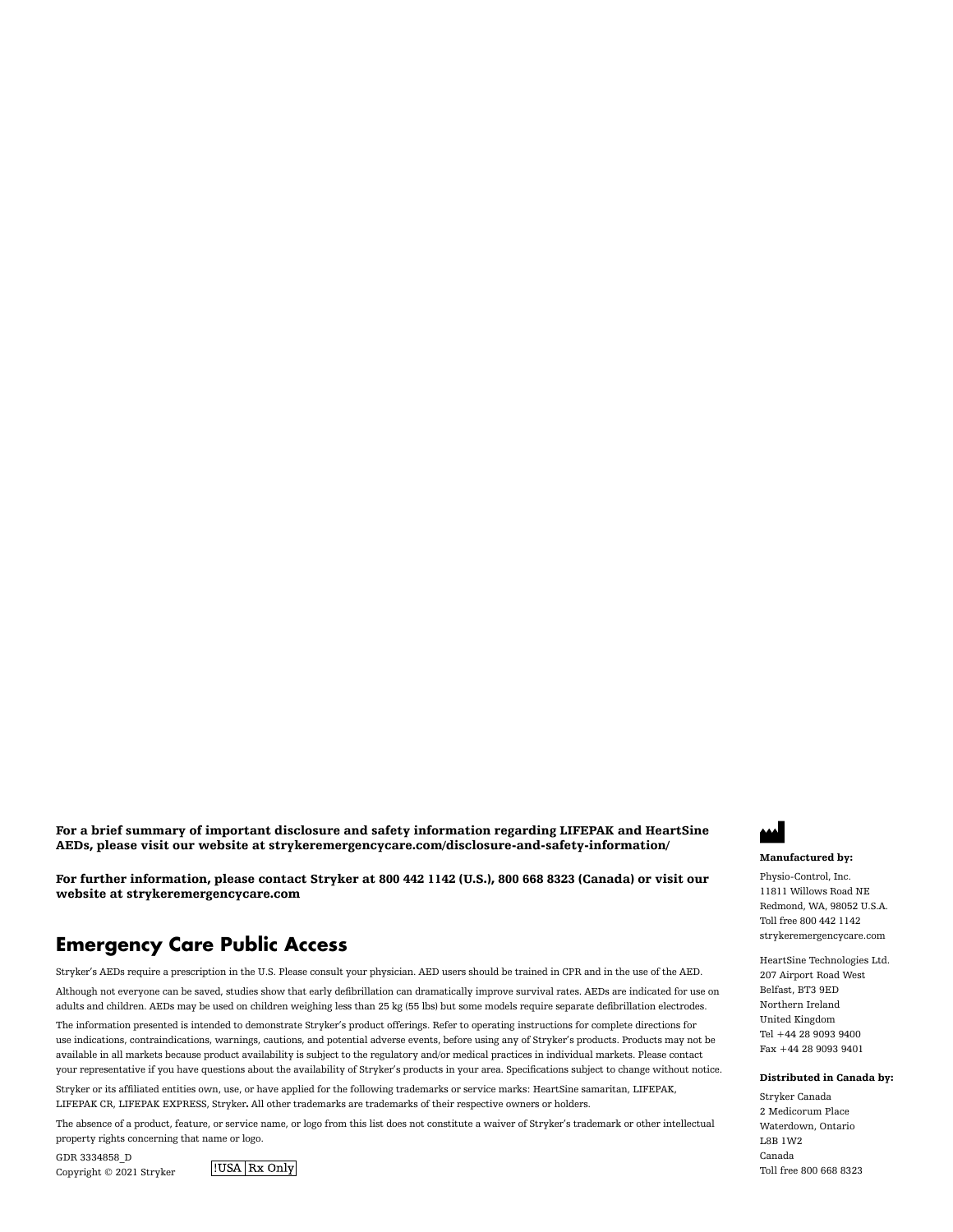**For a brief summary of important disclosure and safety information regarding LIFEPAK and HeartSine AEDs, please visit our website at strykeremergencycare.com/disclosure-and-safety-information/**

**For further information, please contact Stryker at 800 442 1142 (U.S.), 800 668 8323 (Canada) or visit our website at strykeremergencycare.com**

## Emergency Care Public Access

Stryker's AEDs require a prescription in the U.S. Please consult your physician. AED users should be trained in CPR and in the use of the AED.

Although not everyone can be saved, studies show that early defibrillation can dramatically improve survival rates. AEDs are indicated for use on adults and children. AEDs may be used on children weighing less than 25 kg (55 lbs) but some models require separate defibrillation electrodes.

The information presented is intended to demonstrate Stryker's product offerings. Refer to operating instructions for complete directions for use indications, contraindications, warnings, cautions, and potential adverse events, before using any of Stryker's products. Products may not be available in all markets because product availability is subject to the regulatory and/or medical practices in individual markets. Please contact your representative if you have questions about the availability of Stryker's products in your area. Specifications subject to change without notice.

Stryker or its affiliated entities own, use, or have applied for the following trademarks or service marks: HeartSine samaritan, LIFEPAK, LIFEPAK CR, LIFEPAK EXPRESS, Stryker**.** All other trademarks are trademarks of their respective owners or holders.

The absence of a product, feature, or service name, or logo from this list does not constitute a waiver of Stryker's trademark or other intellectual property rights concerning that name or logo.

GDR 3334858_D
Copyright © 2021 Stryker

!USA Rx Only

**Manufactured by:**

Physio-Control, Inc.
11811 Willows Road NE
Redmond, WA, 98052 U.S.A.
Toll free 800 442 1142
strykeremergencycare.com

HeartSine Technologies Ltd.
207 Airport Road West
Belfast, BT3 9ED
Northern Ireland
United Kingdom
Tel +44 28 9093 9400
Fax +44 28 9093 9401

**Distributed in Canada by:**

Stryker Canada
2 Medicorum Place
Waterdown, Ontario
L8B 1W2
Canada
Toll free 800 668 8323